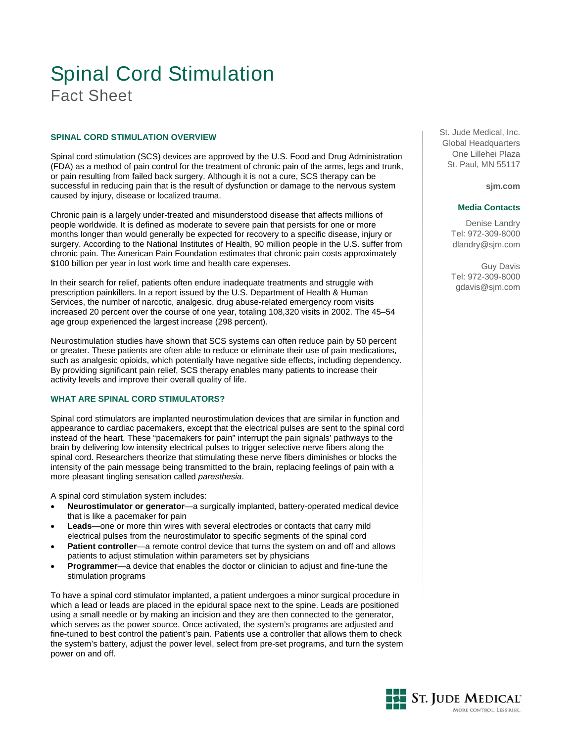# Spinal Cord Stimulation

## Fact Sheet

St. Jude Medical, Inc.
Global Headquarters
One Lillehei Plaza
St. Paul, MN 55117

**sjm.com**

**Media Contacts**

Denise Landry
Tel: 972-309-8000
dlandry@sjm.com

Guy Davis
Tel: 972-309-8000
gdavis@sjm.com

### SPINAL CORD STIMULATION OVERVIEW

Spinal cord stimulation (SCS) devices are approved by the U.S. Food and Drug Administration (FDA) as a method of pain control for the treatment of chronic pain of the arms, legs and trunk, or pain resulting from failed back surgery. Although it is not a cure, SCS therapy can be successful in reducing pain that is the result of dysfunction or damage to the nervous system caused by injury, disease or localized trauma.

Chronic pain is a largely under-treated and misunderstood disease that affects millions of people worldwide. It is defined as moderate to severe pain that persists for one or more months longer than would generally be expected for recovery to a specific disease, injury or surgery. According to the National Institutes of Health, 90 million people in the U.S. suffer from chronic pain. The American Pain Foundation estimates that chronic pain costs approximately $100 billion per year in lost work time and health care expenses.

In their search for relief, patients often endure inadequate treatments and struggle with prescription painkillers. In a report issued by the U.S. Department of Health & Human Services, the number of narcotic, analgesic, drug abuse-related emergency room visits increased 20 percent over the course of one year, totaling 108,320 visits in 2002. The 45–54 age group experienced the largest increase (298 percent).

Neurostimulation studies have shown that SCS systems can often reduce pain by 50 percent or greater. These patients are often able to reduce or eliminate their use of pain medications, such as analgesic opioids, which potentially have negative side effects, including dependency. By providing significant pain relief, SCS therapy enables many patients to increase their activity levels and improve their overall quality of life.

### WHAT ARE SPINAL CORD STIMULATORS?

Spinal cord stimulators are implanted neurostimulation devices that are similar in function and appearance to cardiac pacemakers, except that the electrical pulses are sent to the spinal cord instead of the heart. These "pacemakers for pain" interrupt the pain signals' pathways to the brain by delivering low intensity electrical pulses to trigger selective nerve fibers along the spinal cord. Researchers theorize that stimulating these nerve fibers diminishes or blocks the intensity of the pain message being transmitted to the brain, replacing feelings of pain with a more pleasant tingling sensation called *paresthesia*.

A spinal cord stimulation system includes:

- **Neurostimulator or generator**—a surgically implanted, battery-operated medical device that is like a pacemaker for pain
- **Leads**—one or more thin wires with several electrodes or contacts that carry mild electrical pulses from the neurostimulator to specific segments of the spinal cord
- **Patient controller**—a remote control device that turns the system on and off and allows patients to adjust stimulation within parameters set by physicians
- **Programmer**—a device that enables the doctor or clinician to adjust and fine-tune the stimulation programs

To have a spinal cord stimulator implanted, a patient undergoes a minor surgical procedure in which a lead or leads are placed in the epidural space next to the spine. Leads are positioned using a small needle or by making an incision and they are then connected to the generator, which serves as the power source. Once activated, the system's programs are adjusted and fine-tuned to best control the patient's pain. Patients use a controller that allows them to check the system's battery, adjust the power level, select from pre-set programs, and turn the system power on and off.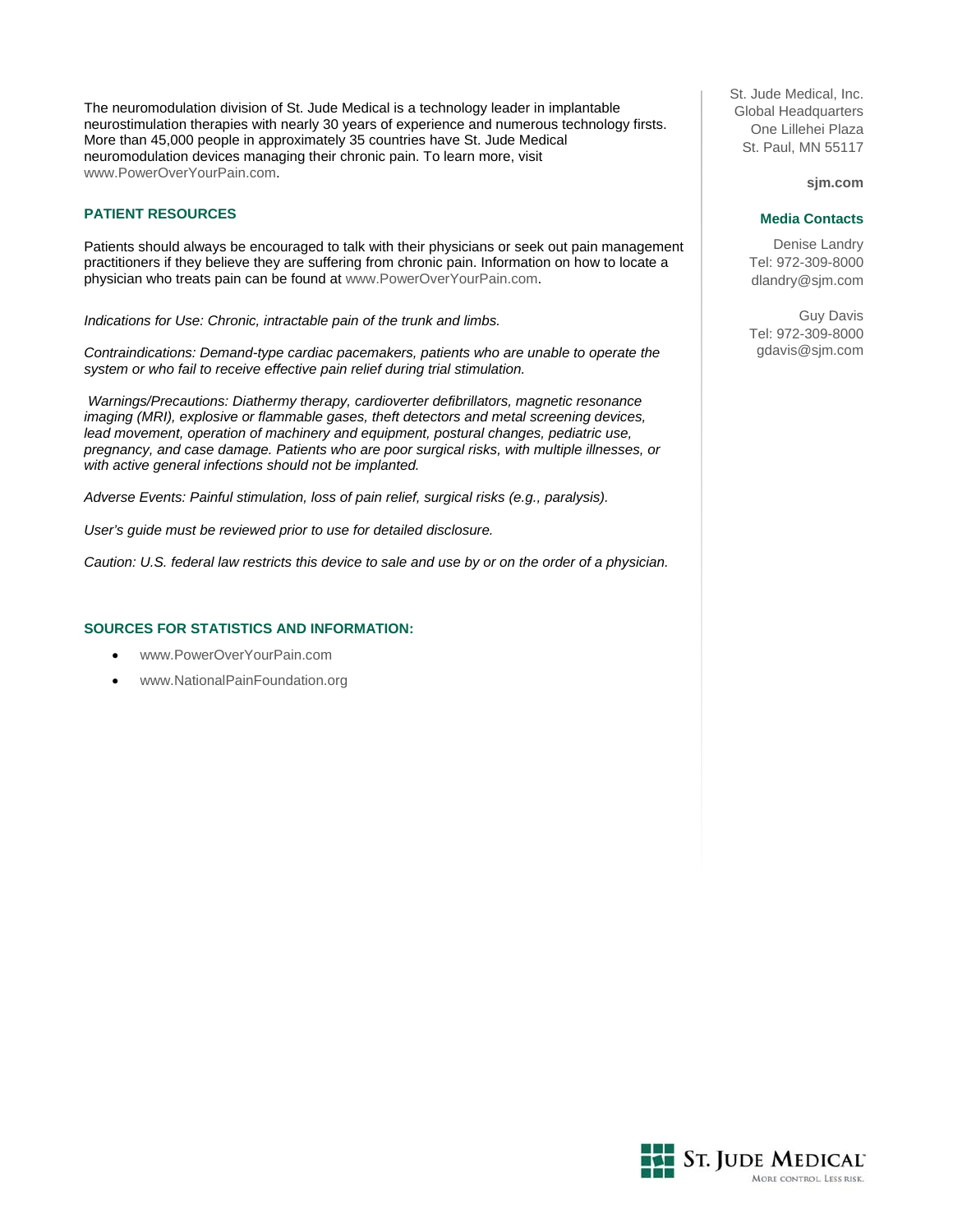The neuromodulation division of St. Jude Medical is a technology leader in implantable neurostimulation therapies with nearly 30 years of experience and numerous technology firsts. More than 45,000 people in approximately 35 countries have St. Jude Medical neuromodulation devices managing their chronic pain. To learn more, visit www.PowerOverYourPain.com.

St. Jude Medical, Inc.
Global Headquarters
One Lillehei Plaza
St. Paul, MN 55117

**sjm.com**

**Media Contacts**

Denise Landry
Tel: 972-309-8000
dlandry@sjm.com

Guy Davis
Tel: 972-309-8000
gdavis@sjm.com

## PATIENT RESOURCES

Patients should always be encouraged to talk with their physicians or seek out pain management practitioners if they believe they are suffering from chronic pain. Information on how to locate a physician who treats pain can be found at www.PowerOverYourPain.com.

*Indications for Use: Chronic, intractable pain of the trunk and limbs.*

*Contraindications: Demand-type cardiac pacemakers, patients who are unable to operate the system or who fail to receive effective pain relief during trial stimulation.*

*Warnings/Precautions: Diathermy therapy, cardioverter defibrillators, magnetic resonance imaging (MRI), explosive or flammable gases, theft detectors and metal screening devices, lead movement, operation of machinery and equipment, postural changes, pediatric use, pregnancy, and case damage. Patients who are poor surgical risks, with multiple illnesses, or with active general infections should not be implanted.*

*Adverse Events: Painful stimulation, loss of pain relief, surgical risks (e.g., paralysis).*

*User's guide must be reviewed prior to use for detailed disclosure.*

*Caution: U.S. federal law restricts this device to sale and use by or on the order of a physician.*

## SOURCES FOR STATISTICS AND INFORMATION:

- www.PowerOverYourPain.com
- www.NationalPainFoundation.org

ST. JUDE MEDICAL
MORE CONTROL. LESS RISK.